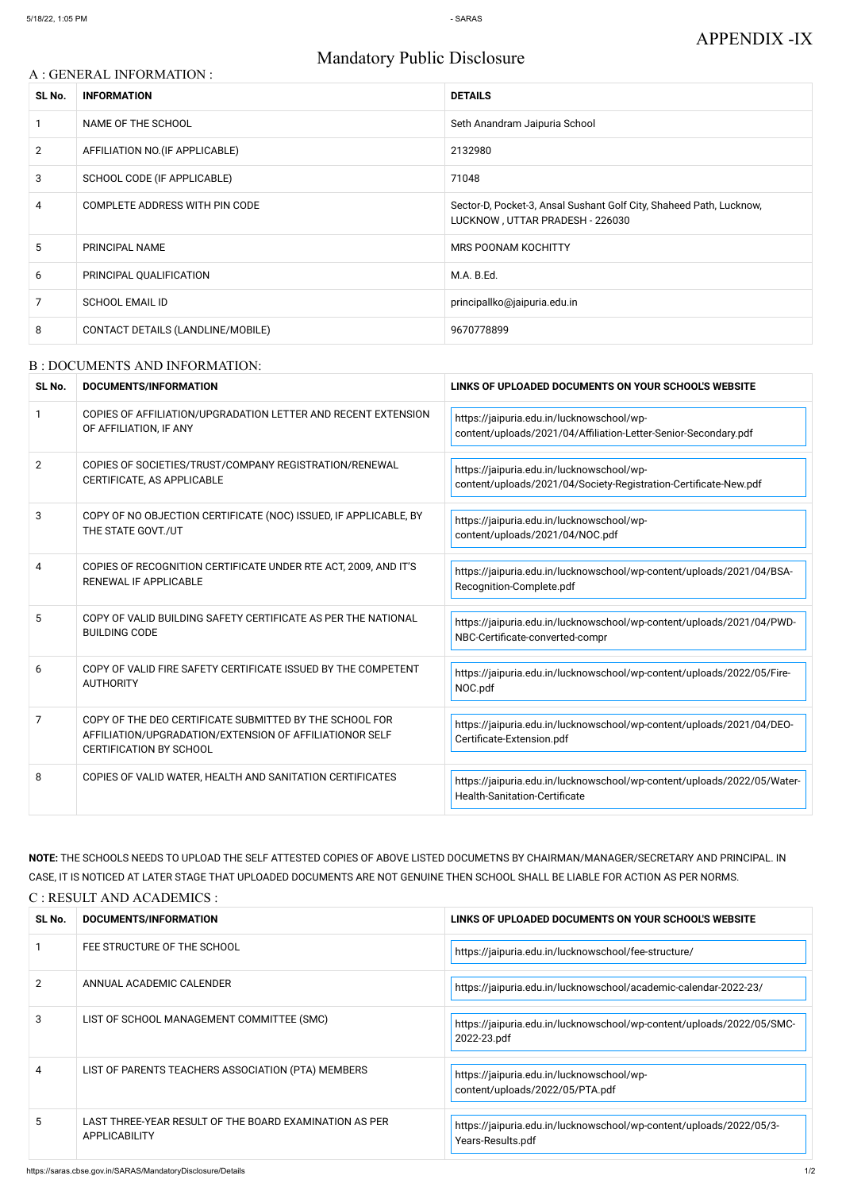APPENDIX -IX

# Mandatory Public Disclosure

## A : GENERAL INFORMATION :

| SL No. | INFORMATION | DETAILS |
|---|---|---|
| 1 | NAME OF THE SCHOOL | Seth Anandram Jaipuria School |
| 2 | AFFILIATION NO.(IF APPLICABLE) | 2132980 |
| 3 | SCHOOL CODE (IF APPLICABLE) | 71048 |
| 4 | COMPLETE ADDRESS WITH PIN CODE | Sector-D, Pocket-3, Ansal Sushant Golf City, Shaheed Path, Lucknow, LUCKNOW , UTTAR PRADESH - 226030 |
| 5 | PRINCIPAL NAME | MRS POONAM KOCHITTY |
| 6 | PRINCIPAL QUALIFICATION | M.A. B.Ed. |
| 7 | SCHOOL EMAIL ID | principallko@jaipuria.edu.in |
| 8 | CONTACT DETAILS (LANDLINE/MOBILE) | 9670778899 |

## B : DOCUMENTS AND INFORMATION:

| SL No. | DOCUMENTS/INFORMATION | LINKS OF UPLOADED DOCUMENTS ON YOUR SCHOOL'S WEBSITE |
|---|---|---|
| 1 | COPIES OF AFFILIATION/UPGRADATION LETTER AND RECENT EXTENSION OF AFFILIATION, IF ANY | https://jaipuria.edu.in/lucknowschool/wp-content/uploads/2021/04/Affiliation-Letter-Senior-Secondary.pdf |
| 2 | COPIES OF SOCIETIES/TRUST/COMPANY REGISTRATION/RENEWAL CERTIFICATE, AS APPLICABLE | https://jaipuria.edu.in/lucknowschool/wp-content/uploads/2021/04/Society-Registration-Certificate-New.pdf |
| 3 | COPY OF NO OBJECTION CERTIFICATE (NOC) ISSUED, IF APPLICABLE, BY THE STATE GOVT./UT | https://jaipuria.edu.in/lucknowschool/wp-content/uploads/2021/04/NOC.pdf |
| 4 | COPIES OF RECOGNITION CERTIFICATE UNDER RTE ACT, 2009, AND IT'S RENEWAL IF APPLICABLE | https://jaipuria.edu.in/lucknowschool/wp-content/uploads/2021/04/BSA-Recognition-Complete.pdf |
| 5 | COPY OF VALID BUILDING SAFETY CERTIFICATE AS PER THE NATIONAL BUILDING CODE | https://jaipuria.edu.in/lucknowschool/wp-content/uploads/2021/04/PWD-NBC-Certificate-converted-compr |
| 6 | COPY OF VALID FIRE SAFETY CERTIFICATE ISSUED BY THE COMPETENT AUTHORITY | https://jaipuria.edu.in/lucknowschool/wp-content/uploads/2022/05/Fire-NOC.pdf |
| 7 | COPY OF THE DEO CERTIFICATE SUBMITTED BY THE SCHOOL FOR AFFILIATION/UPGRADATION/EXTENSION OF AFFILIATIONOR SELF CERTIFICATION BY SCHOOL | https://jaipuria.edu.in/lucknowschool/wp-content/uploads/2021/04/DEO-Certificate-Extension.pdf |
| 8 | COPIES OF VALID WATER, HEALTH AND SANITATION CERTIFICATES | https://jaipuria.edu.in/lucknowschool/wp-content/uploads/2022/05/Water-Health-Sanitation-Certificate |

**NOTE:** THE SCHOOLS NEEDS TO UPLOAD THE SELF ATTESTED COPIES OF ABOVE LISTED DOCUMETNS BY CHAIRMAN/MANAGER/SECRETARY AND PRINCIPAL. IN CASE, IT IS NOTICED AT LATER STAGE THAT UPLOADED DOCUMENTS ARE NOT GENUINE THEN SCHOOL SHALL BE LIABLE FOR ACTION AS PER NORMS.

## C : RESULT AND ACADEMICS :

| SL No. | DOCUMENTS/INFORMATION | LINKS OF UPLOADED DOCUMENTS ON YOUR SCHOOL'S WEBSITE |
|---|---|---|
| 1 | FEE STRUCTURE OF THE SCHOOL | https://jaipuria.edu.in/lucknowschool/fee-structure/ |
| 2 | ANNUAL ACADEMIC CALENDER | https://jaipuria.edu.in/lucknowschool/academic-calendar-2022-23/ |
| 3 | LIST OF SCHOOL MANAGEMENT COMMITTEE (SMC) | https://jaipuria.edu.in/lucknowschool/wp-content/uploads/2022/05/SMC-2022-23.pdf |
| 4 | LIST OF PARENTS TEACHERS ASSOCIATION (PTA) MEMBERS | https://jaipuria.edu.in/lucknowschool/wp-content/uploads/2022/05/PTA.pdf |
| 5 | LAST THREE-YEAR RESULT OF THE BOARD EXAMINATION AS PER APPLICABILITY | https://jaipuria.edu.in/lucknowschool/wp-content/uploads/2022/05/3-Years-Results.pdf |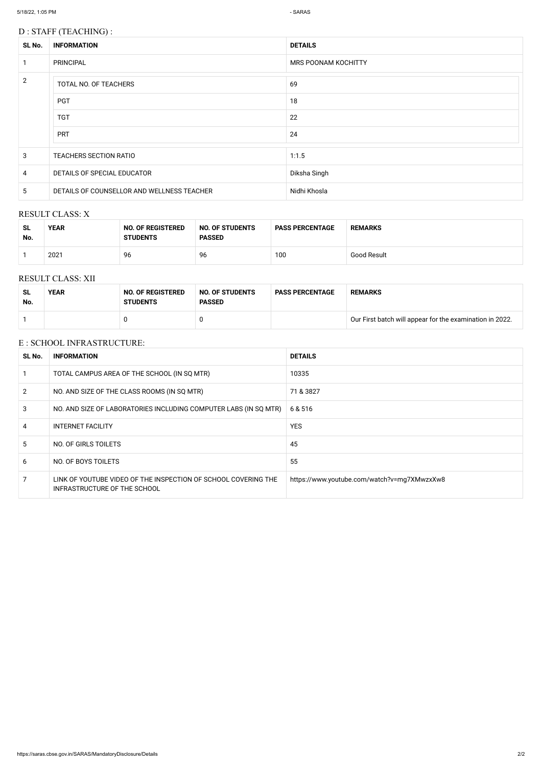## D : STAFF (TEACHING) :

| SL No. | INFORMATION | DETAILS |
|---|---|---|
| 1 | PRINCIPAL | MRS POONAM KOCHITTY |
| 2 | TOTAL NO. OF TEACHERS | 69 |
| | PGT | 18 |
| | TGT | 22 |
| | PRT | 24 |
| 3 | TEACHERS SECTION RATIO | 1:1.5 |
| 4 | DETAILS OF SPECIAL EDUCATOR | Diksha Singh |
| 5 | DETAILS OF COUNSELLOR AND WELLNESS TEACHER | Nidhi Khosla |

## RESULT CLASS: X

| SL No. | YEAR | NO. OF REGISTERED STUDENTS | NO. OF STUDENTS PASSED | PASS PERCENTAGE | REMARKS |
|---|---|---|---|---|---|
| 1 | 2021 | 96 | 96 | 100 | Good Result |

## RESULT CLASS: XII

| SL No. | YEAR | NO. OF REGISTERED STUDENTS | NO. OF STUDENTS PASSED | PASS PERCENTAGE | REMARKS |
|---|---|---|---|---|---|
| 1 | | 0 | 0 | | Our First batch will appear for the examination in 2022. |

## E : SCHOOL INFRASTRUCTURE:

| SL No. | INFORMATION | DETAILS |
|---|---|---|
| 1 | TOTAL CAMPUS AREA OF THE SCHOOL (IN SQ MTR) | 10335 |
| 2 | NO. AND SIZE OF THE CLASS ROOMS (IN SQ MTR) | 71 & 3827 |
| 3 | NO. AND SIZE OF LABORATORIES INCLUDING COMPUTER LABS (IN SQ MTR) | 6 & 516 |
| 4 | INTERNET FACILITY | YES |
| 5 | NO. OF GIRLS TOILETS | 45 |
| 6 | NO. OF BOYS TOILETS | 55 |
| 7 | LINK OF YOUTUBE VIDEO OF THE INSPECTION OF SCHOOL COVERING THE INFRASTRUCTURE OF THE SCHOOL | https://www.youtube.com/watch?v=mg7XMwzxXw8 |